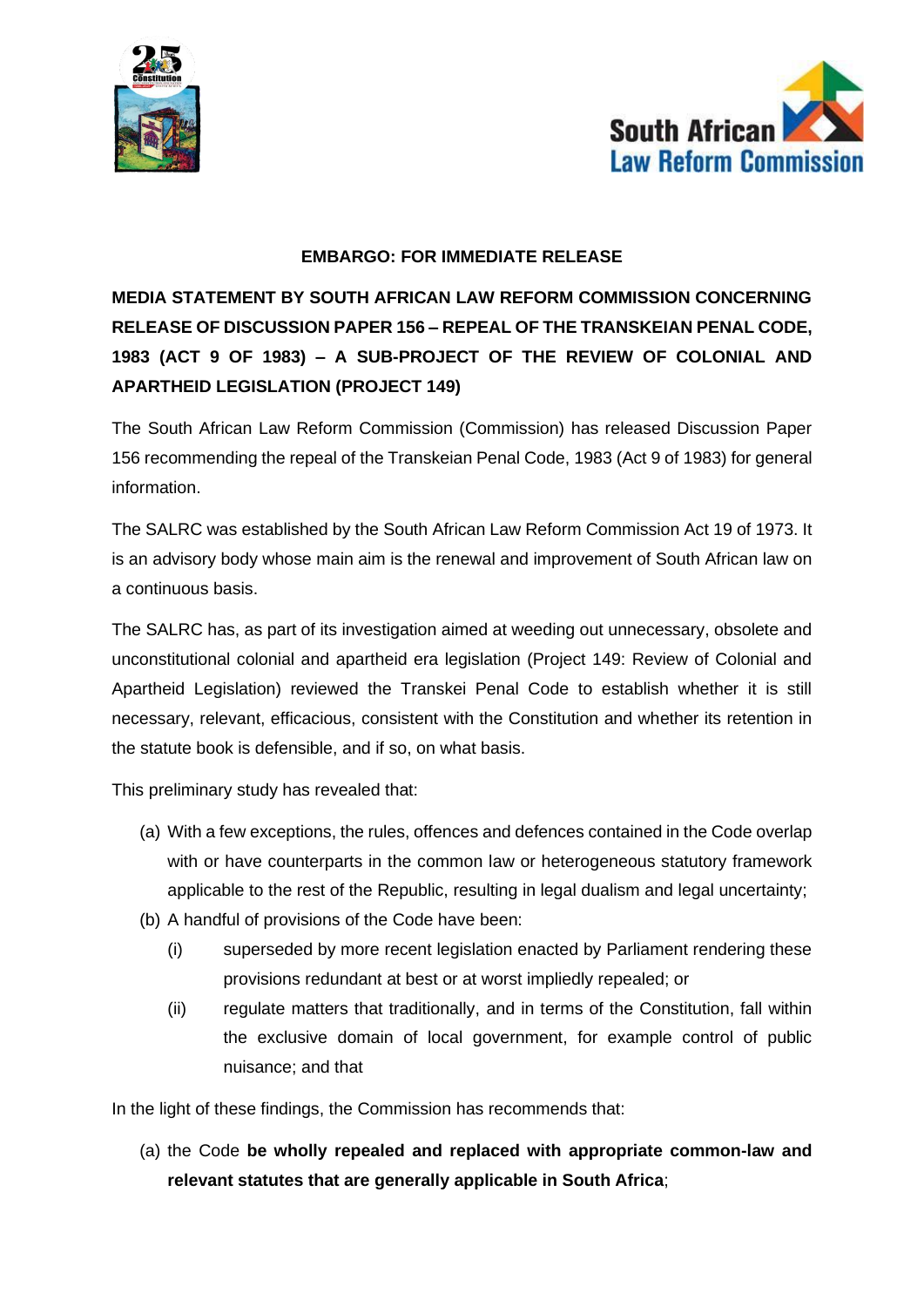**EMBARGO: FOR IMMEDIATE RELEASE**

**MEDIA STATEMENT BY SOUTH AFRICAN LAW REFORM COMMISSION CONCERNING RELEASE OF DISCUSSION PAPER 156 – REPEAL OF THE TRANSKEIAN PENAL CODE, 1983 (ACT 9 OF 1983) – A SUB-PROJECT OF THE REVIEW OF COLONIAL AND APARTHEID LEGISLATION (PROJECT 149)**

The South African Law Reform Commission (Commission) has released Discussion Paper 156 recommending the repeal of the Transkeian Penal Code, 1983 (Act 9 of 1983) for general information.

The SALRC was established by the South African Law Reform Commission Act 19 of 1973. It is an advisory body whose main aim is the renewal and improvement of South African law on a continuous basis.

The SALRC has, as part of its investigation aimed at weeding out unnecessary, obsolete and unconstitutional colonial and apartheid era legislation (Project 149: Review of Colonial and Apartheid Legislation) reviewed the Transkei Penal Code to establish whether it is still necessary, relevant, efficacious, consistent with the Constitution and whether its retention in the statute book is defensible, and if so, on what basis.

This preliminary study has revealed that:

(a) With a few exceptions, the rules, offences and defences contained in the Code overlap with or have counterparts in the common law or heterogeneous statutory framework applicable to the rest of the Republic, resulting in legal dualism and legal uncertainty;

(b) A handful of provisions of the Code have been:

 (i) superseded by more recent legislation enacted by Parliament rendering these provisions redundant at best or at worst impliedly repealed; or

 (ii) regulate matters that traditionally, and in terms of the Constitution, fall within the exclusive domain of local government, for example control of public nuisance; and that

In the light of these findings, the Commission has recommends that:

(a) the Code **be wholly repealed and replaced with appropriate common-law and relevant statutes that are generally applicable in South Africa**;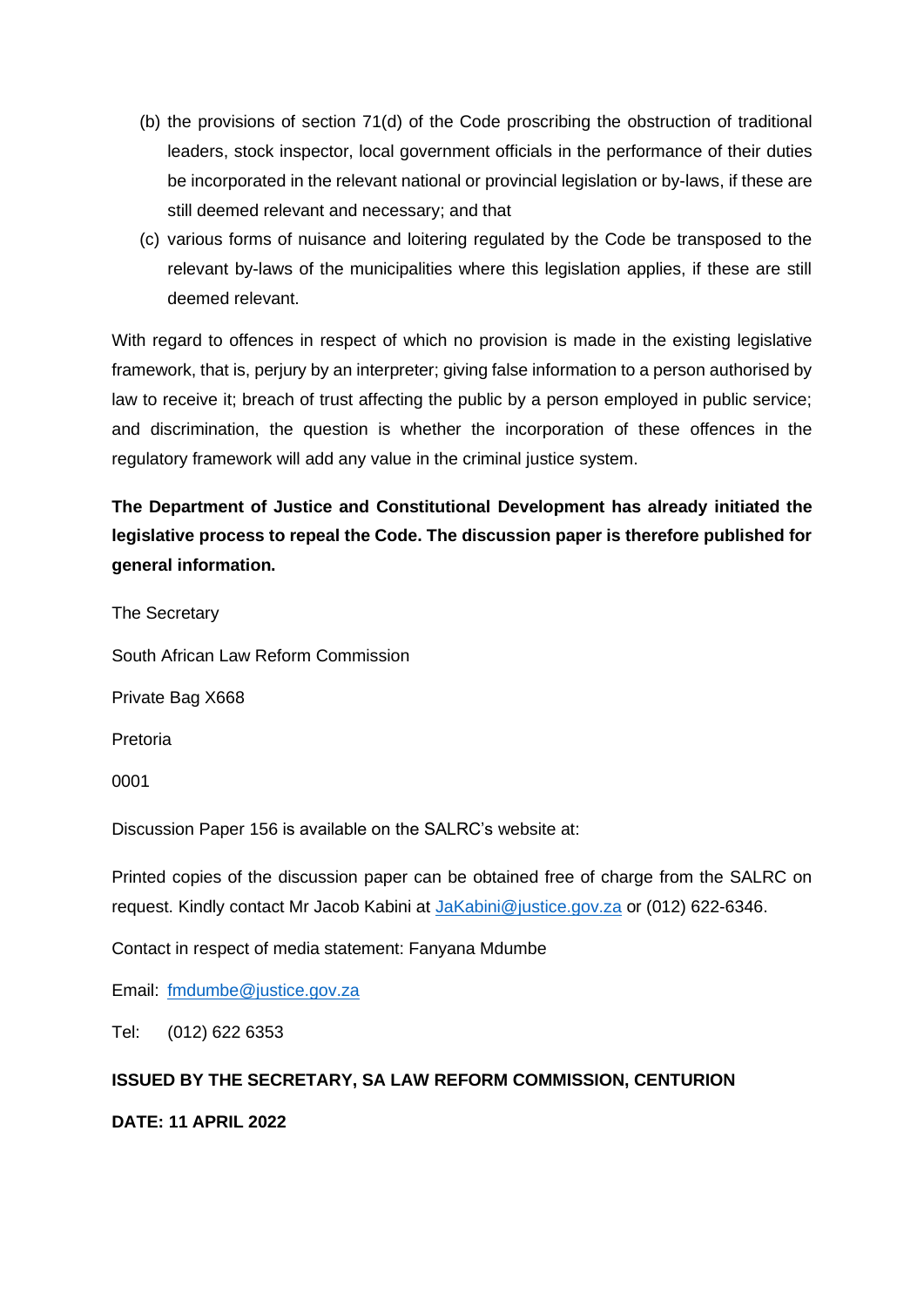(b) the provisions of section 71(d) of the Code proscribing the obstruction of traditional leaders, stock inspector, local government officials in the performance of their duties be incorporated in the relevant national or provincial legislation or by-laws, if these are still deemed relevant and necessary; and that

(c) various forms of nuisance and loitering regulated by the Code be transposed to the relevant by-laws of the municipalities where this legislation applies, if these are still deemed relevant.

With regard to offences in respect of which no provision is made in the existing legislative framework, that is, perjury by an interpreter; giving false information to a person authorised by law to receive it; breach of trust affecting the public by a person employed in public service; and discrimination, the question is whether the incorporation of these offences in the regulatory framework will add any value in the criminal justice system.

**The Department of Justice and Constitutional Development has already initiated the legislative process to repeal the Code. The discussion paper is therefore published for general information.**

The Secretary

South African Law Reform Commission

Private Bag X668

Pretoria

0001

Discussion Paper 156 is available on the SALRC's website at:

Printed copies of the discussion paper can be obtained free of charge from the SALRC on request. Kindly contact Mr Jacob Kabini at JaKabini@justice.gov.za or (012) 622-6346.

Contact in respect of media statement: Fanyana Mdumbe

Email: fmdumbe@justice.gov.za

Tel: (012) 622 6353

**ISSUED BY THE SECRETARY, SA LAW REFORM COMMISSION, CENTURION**

**DATE: 11 APRIL 2022**